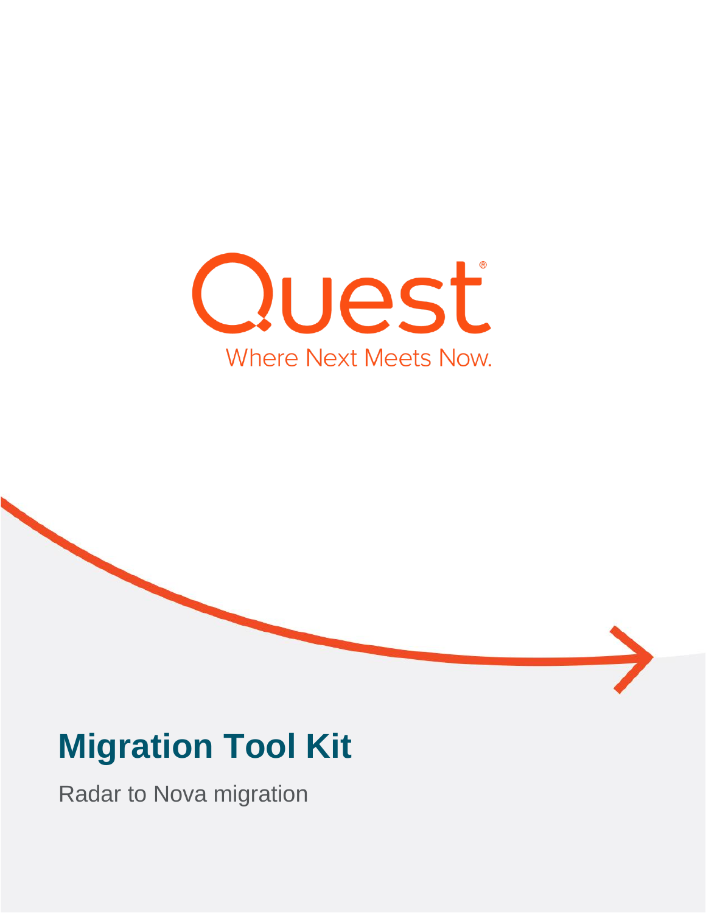Quest

Where Next Meets Now.

# Migration Tool Kit

Radar to Nova migration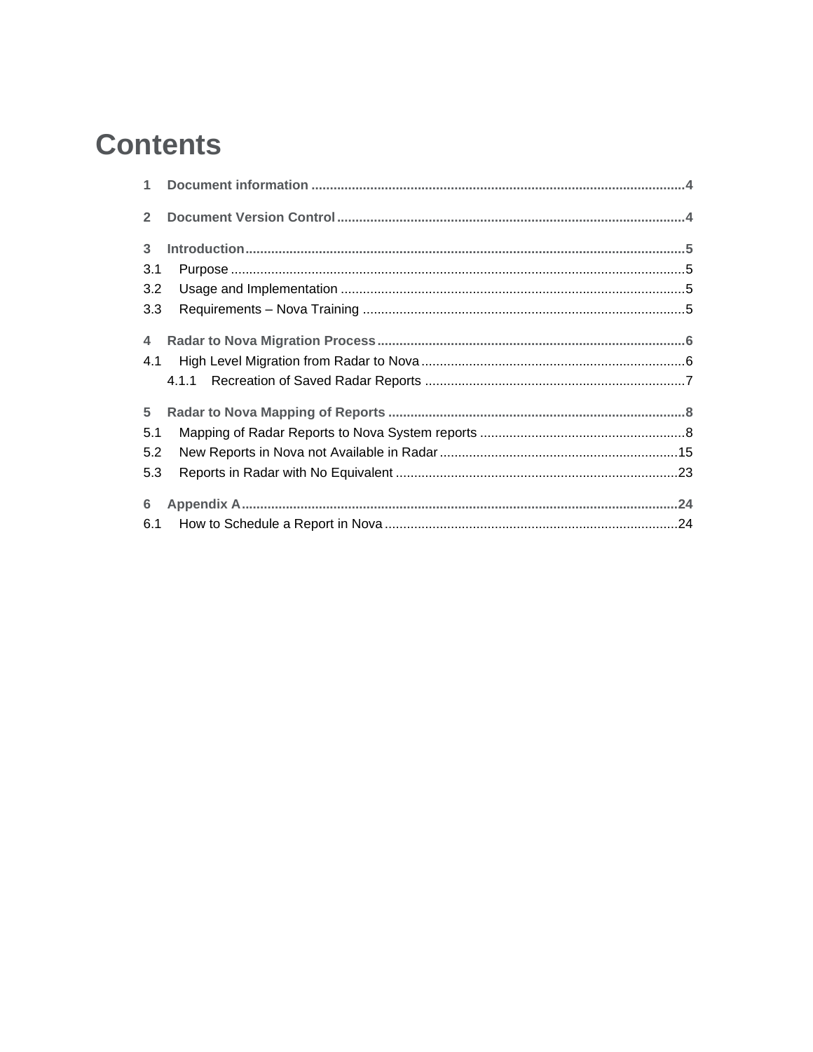# Contents

1 Document information ....................................................................................................4

2 Document Version Control ..............................................................................................4

3 Introduction.......................................................................................................................5

3.1 Purpose ..........................................................................................................................5

3.2 Usage and Implementation ............................................................................................5

3.3 Requirements – Nova Training .......................................................................................5

4 Radar to Nova Migration Process ...................................................................................6

4.1 High Level Migration from Radar to Nova .......................................................................6

4.1.1 Recreation of Saved Radar Reports ......................................................................7

5 Radar to Nova Mapping of Reports ................................................................................8

5.1 Mapping of Radar Reports to Nova System reports .......................................................8

5.2 New Reports in Nova not Available in Radar ................................................................15

5.3 Reports in Radar with No Equivalent ............................................................................23

6 Appendix A......................................................................................................................24

6.1 How to Schedule a Report in Nova ...............................................................................24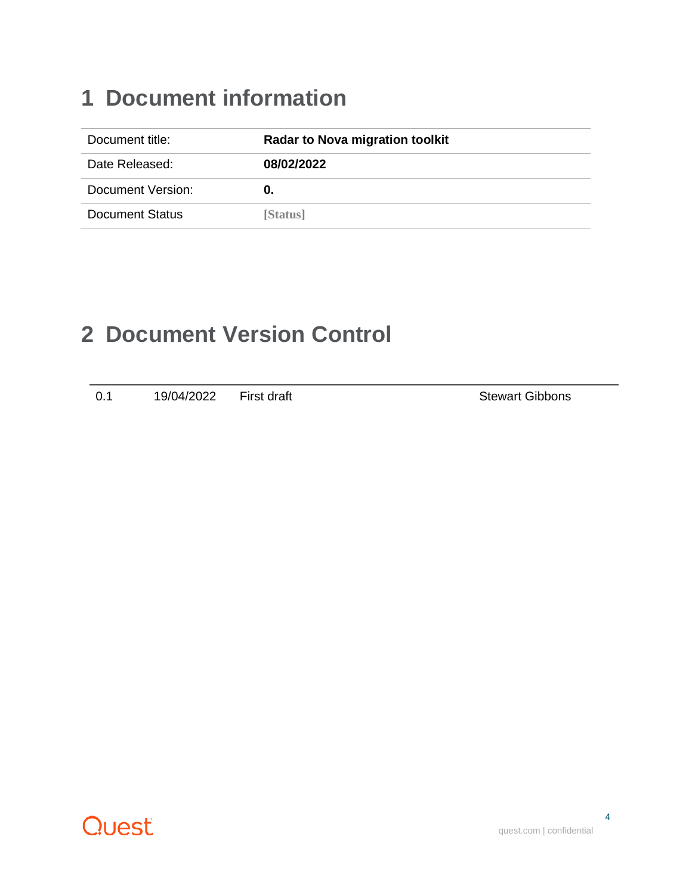# 1 Document information

| Document title: | **Radar to Nova migration toolkit** |
|---|---|
| Date Released: | **08/02/2022** |
| Document Version: | **0.** |
| Document Status | [Status] |

# 2 Document Version Control

| | | | |
|---|---|---|---|
| 0.1 | 19/04/2022 | First draft | Stewart Gibbons |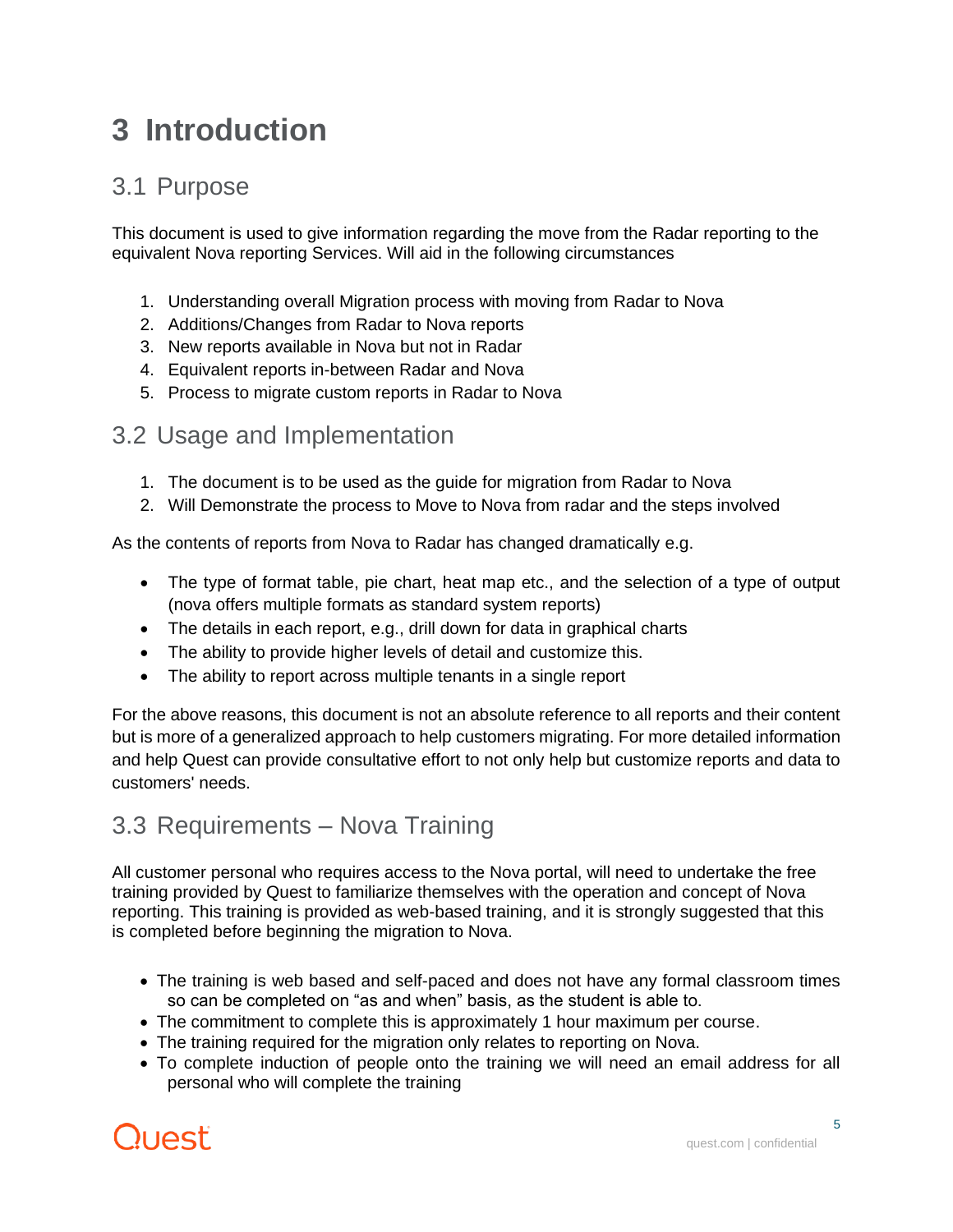# 3 Introduction

## 3.1 Purpose

This document is used to give information regarding the move from the Radar reporting to the equivalent Nova reporting Services. Will aid in the following circumstances

1. Understanding overall Migration process with moving from Radar to Nova
2. Additions/Changes from Radar to Nova reports
3. New reports available in Nova but not in Radar
4. Equivalent reports in-between Radar and Nova
5. Process to migrate custom reports in Radar to Nova

## 3.2 Usage and Implementation

1. The document is to be used as the guide for migration from Radar to Nova
2. Will Demonstrate the process to Move to Nova from radar and the steps involved

As the contents of reports from Nova to Radar has changed dramatically e.g.

- The type of format table, pie chart, heat map etc., and the selection of a type of output (nova offers multiple formats as standard system reports)
- The details in each report, e.g., drill down for data in graphical charts
- The ability to provide higher levels of detail and customize this.
- The ability to report across multiple tenants in a single report

For the above reasons, this document is not an absolute reference to all reports and their content but is more of a generalized approach to help customers migrating. For more detailed information and help Quest can provide consultative effort to not only help but customize reports and data to customers' needs.

## 3.3 Requirements – Nova Training

All customer personal who requires access to the Nova portal, will need to undertake the free training provided by Quest to familiarize themselves with the operation and concept of Nova reporting. This training is provided as web-based training, and it is strongly suggested that this is completed before beginning the migration to Nova.

- The training is web based and self-paced and does not have any formal classroom times so can be completed on "as and when" basis, as the student is able to.
- The commitment to complete this is approximately 1 hour maximum per course.
- The training required for the migration only relates to reporting on Nova.
- To complete induction of people onto the training we will need an email address for all personal who will complete the training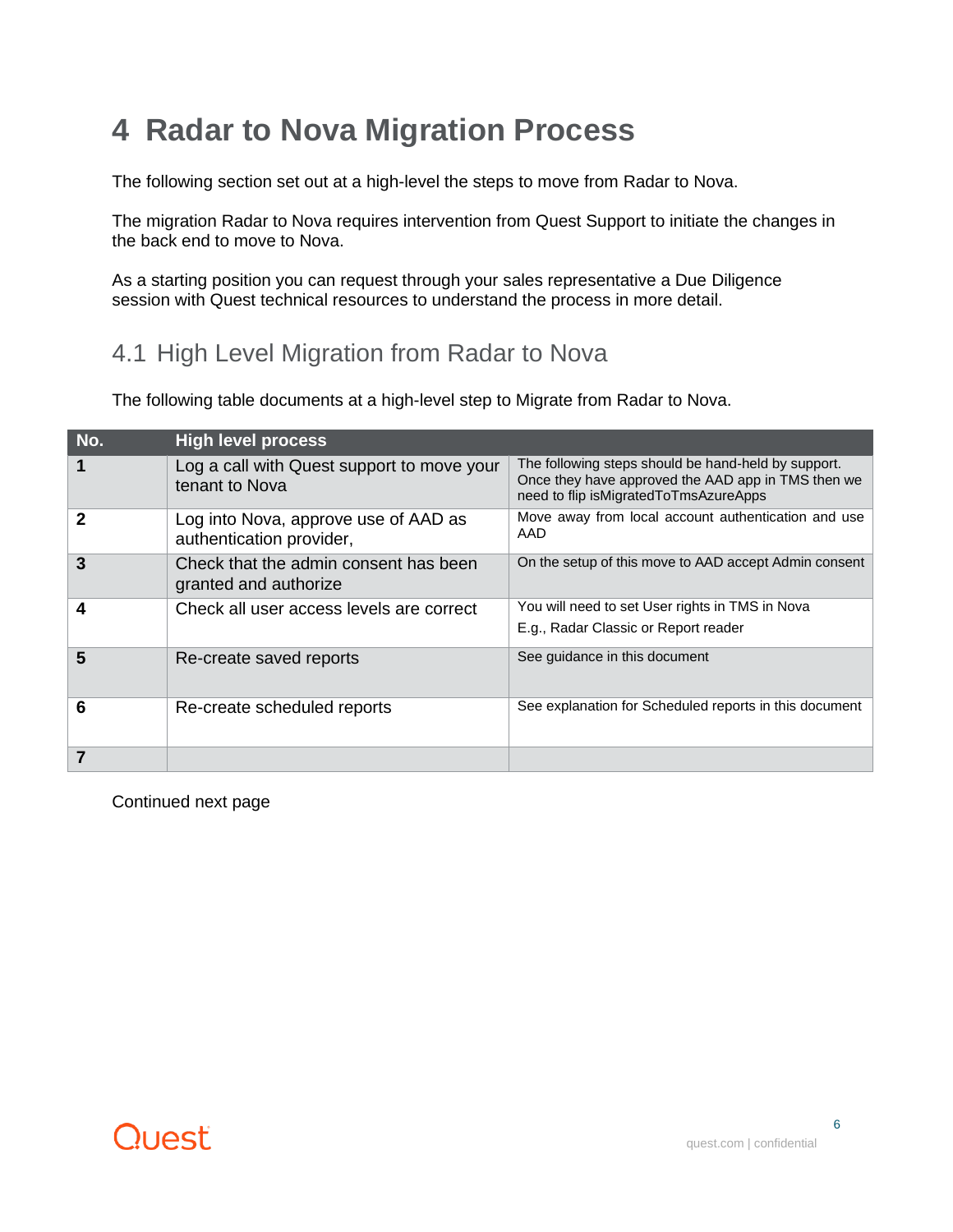# 4 Radar to Nova Migration Process

The following section set out at a high-level the steps to move from Radar to Nova.

The migration Radar to Nova requires intervention from Quest Support to initiate the changes in the back end to move to Nova.

As a starting position you can request through your sales representative a Due Diligence session with Quest technical resources to understand the process in more detail.

## 4.1 High Level Migration from Radar to Nova

The following table documents at a high-level step to Migrate from Radar to Nova.

| No. | High level process | |
|---|---|---|
| 1 | Log a call with Quest support to move your tenant to Nova | The following steps should be hand-held by support. Once they have approved the AAD app in TMS then we need to flip isMigratedToTmsAzureApps |
| 2 | Log into Nova, approve use of AAD as authentication provider, | Move away from local account authentication and use AAD |
| 3 | Check that the admin consent has been granted and authorize | On the setup of this move to AAD accept Admin consent |
| 4 | Check all user access levels are correct | You will need to set User rights in TMS in Nova<br>E.g., Radar Classic or Report reader |
| 5 | Re-create saved reports | See guidance in this document |
| 6 | Re-create scheduled reports | See explanation for Scheduled reports in this document |
| 7 | | |

Continued next page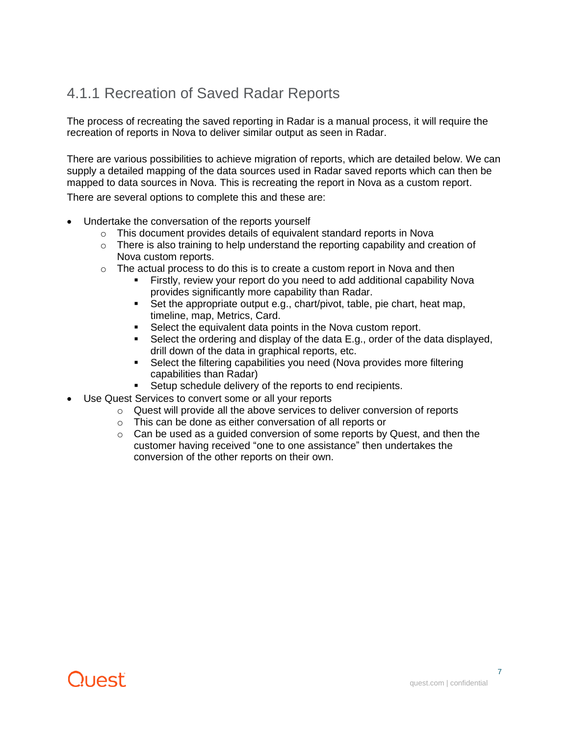### 4.1.1 Recreation of Saved Radar Reports

The process of recreating the saved reporting in Radar is a manual process, it will require the recreation of reports in Nova to deliver similar output as seen in Radar.

There are various possibilities to achieve migration of reports, which are detailed below. We can supply a detailed mapping of the data sources used in Radar saved reports which can then be mapped to data sources in Nova. This is recreating the report in Nova as a custom report.

There are several options to complete this and these are:

- Undertake the conversation of the reports yourself
  - This document provides details of equivalent standard reports in Nova
  - There is also training to help understand the reporting capability and creation of Nova custom reports.
  - The actual process to do this is to create a custom report in Nova and then
    - Firstly, review your report do you need to add additional capability Nova provides significantly more capability than Radar.
    - Set the appropriate output e.g., chart/pivot, table, pie chart, heat map, timeline, map, Metrics, Card.
    - Select the equivalent data points in the Nova custom report.
    - Select the ordering and display of the data E.g., order of the data displayed, drill down of the data in graphical reports, etc.
    - Select the filtering capabilities you need (Nova provides more filtering capabilities than Radar)
    - Setup schedule delivery of the reports to end recipients.
- Use Quest Services to convert some or all your reports
  - Quest will provide all the above services to deliver conversion of reports
  - This can be done as either conversation of all reports or
  - Can be used as a guided conversion of some reports by Quest, and then the customer having received “one to one assistance” then undertakes the conversion of the other reports on their own.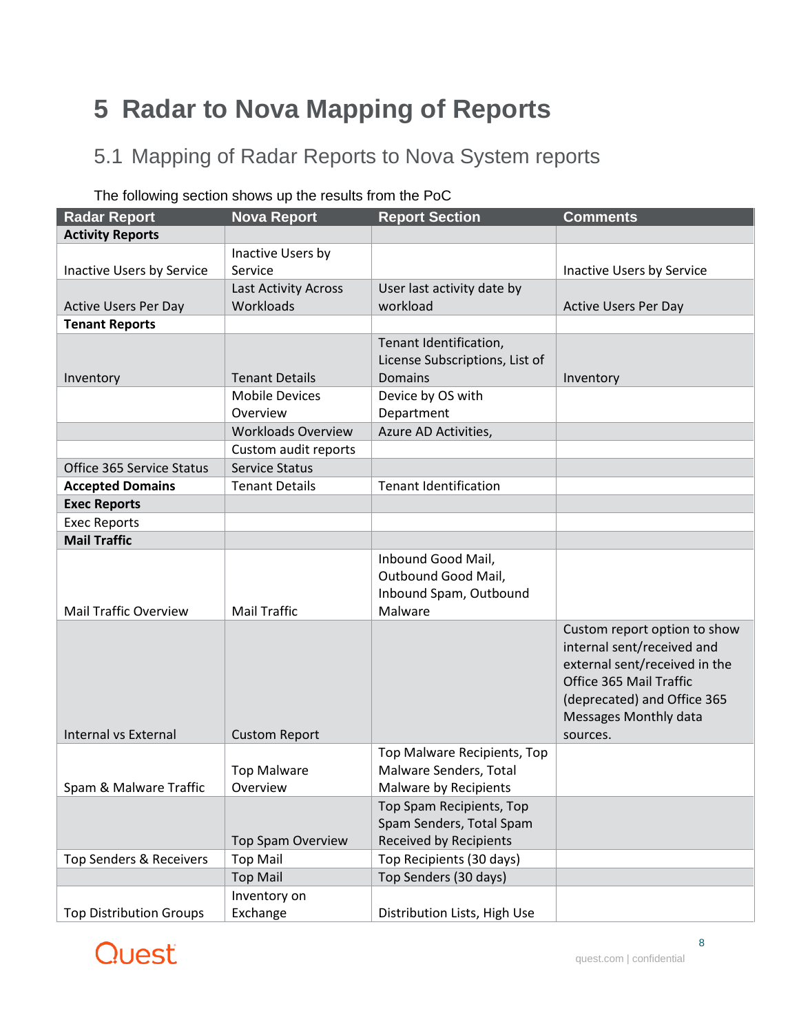# 5 Radar to Nova Mapping of Reports

## 5.1 Mapping of Radar Reports to Nova System reports

The following section shows up the results from the PoC

| Radar Report | Nova Report | Report Section | Comments |
|---|---|---|---|
| **Activity Reports** | | | |
| Inactive Users by Service | Inactive Users by Service | | Inactive Users by Service |
| Active Users Per Day | Last Activity Across Workloads | User last activity date by workload | Active Users Per Day |
| **Tenant Reports** | | | |
| Inventory | Tenant Details | Tenant Identification, License Subscriptions, List of Domains | Inventory |
| | Mobile Devices Overview | Device by OS with Department | |
| | Workloads Overview | Azure AD Activities, | |
| | Custom audit reports | | |
| Office 365 Service Status | Service Status | | |
| **Accepted Domains** | Tenant Details | Tenant Identification | |
| **Exec Reports** | | | |
| Exec Reports | | | |
| **Mail Traffic** | | | |
| Mail Traffic Overview | Mail Traffic | Inbound Good Mail, Outbound Good Mail, Inbound Spam, Outbound Malware | |
| Internal vs External | Custom Report | | Custom report option to show internal sent/received and external sent/received in the Office 365 Mail Traffic (deprecated) and Office 365 Messages Monthly data sources. |
| Spam & Malware Traffic | Top Malware Overview | Top Malware Recipients, Top Malware Senders, Total Malware by Recipients | |
| | Top Spam Overview | Top Spam Recipients, Top Spam Senders, Total Spam Received by Recipients | |
| Top Senders & Receivers | Top Mail | Top Recipients (30 days) | |
| | Top Mail | Top Senders (30 days) | |
| Top Distribution Groups | Inventory on Exchange | Distribution Lists, High Use | |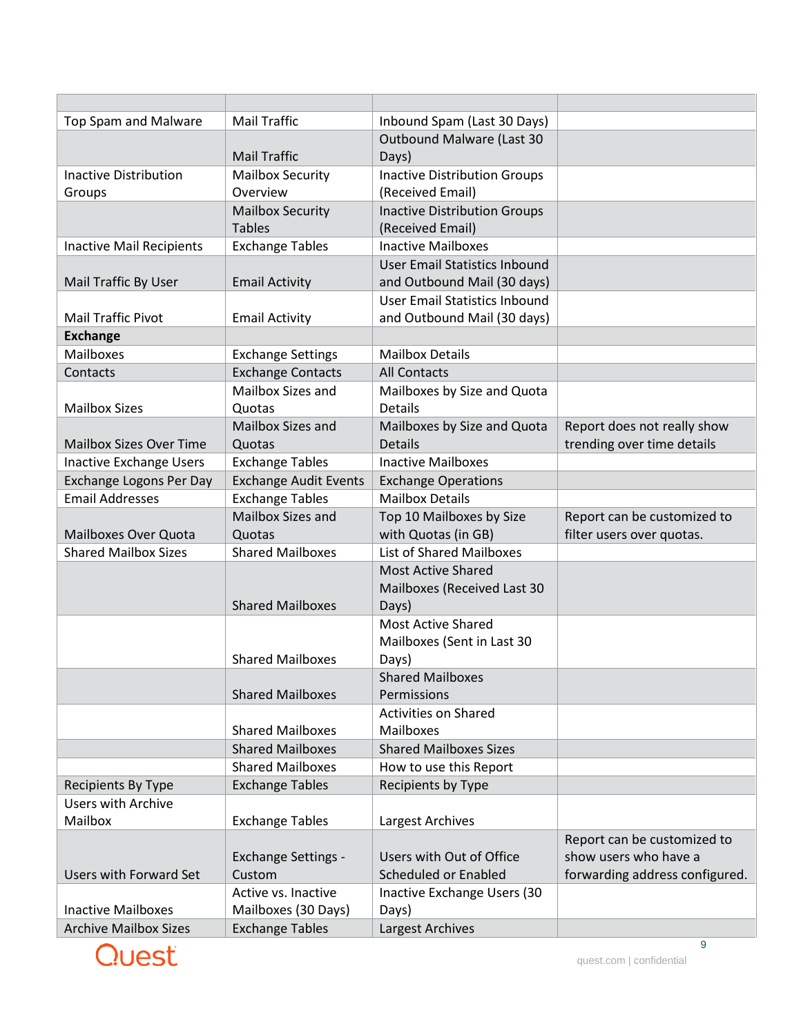| | | | |
|---|---|---|---|
| Top Spam and Malware | Mail Traffic | Inbound Spam (Last 30 Days) | |
| | Mail Traffic | Outbound Malware (Last 30 Days) | |
| Inactive Distribution Groups | Mailbox Security Overview | Inactive Distribution Groups (Received Email) | |
| | Mailbox Security Tables | Inactive Distribution Groups (Received Email) | |
| Inactive Mail Recipients | Exchange Tables | Inactive Mailboxes | |
| Mail Traffic By User | Email Activity | User Email Statistics Inbound and Outbound Mail (30 days) | |
| Mail Traffic Pivot | Email Activity | User Email Statistics Inbound and Outbound Mail (30 days) | |
| **Exchange** | | | |
| Mailboxes | Exchange Settings | Mailbox Details | |
| Contacts | Exchange Contacts | All Contacts | |
| Mailbox Sizes | Mailbox Sizes and Quotas | Mailboxes by Size and Quota Details | |
| Mailbox Sizes Over Time | Mailbox Sizes and Quotas | Mailboxes by Size and Quota Details | Report does not really show trending over time details |
| Inactive Exchange Users | Exchange Tables | Inactive Mailboxes | |
| Exchange Logons Per Day | Exchange Audit Events | Exchange Operations | |
| Email Addresses | Exchange Tables | Mailbox Details | |
| Mailboxes Over Quota | Mailbox Sizes and Quotas | Top 10 Mailboxes by Size with Quotas (in GB) | Report can be customized to filter users over quotas. |
| Shared Mailbox Sizes | Shared Mailboxes | List of Shared Mailboxes | |
| | Shared Mailboxes | Most Active Shared Mailboxes (Received Last 30 Days) | |
| | Shared Mailboxes | Most Active Shared Mailboxes (Sent in Last 30 Days) | |
| | Shared Mailboxes | Shared Mailboxes Permissions | |
| | Shared Mailboxes | Activities on Shared Mailboxes | |
| | Shared Mailboxes | Shared Mailboxes Sizes | |
| | Shared Mailboxes | How to use this Report | |
| Recipients By Type | Exchange Tables | Recipients by Type | |
| Users with Archive Mailbox | Exchange Tables | Largest Archives | |
| Users with Forward Set | Exchange Settings - Custom | Users with Out of Office Scheduled or Enabled | Report can be customized to show users who have a forwarding address configured. |
| Inactive Mailboxes | Active vs. Inactive Mailboxes (30 Days) | Inactive Exchange Users (30 Days) | |
| Archive Mailbox Sizes | Exchange Tables | Largest Archives | |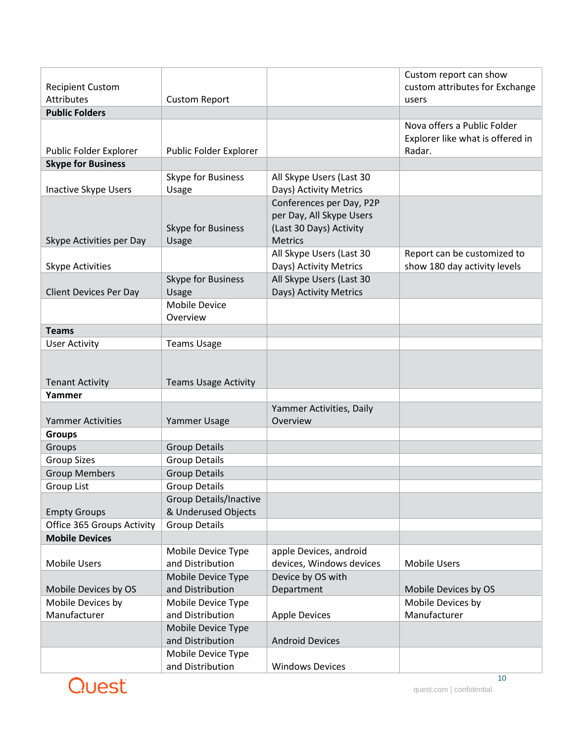| Recipient Custom Attributes | Custom Report | | Custom report can show custom attributes for Exchange users |
|---|---|---|---|
| **Public Folders** | | | |
| Public Folder Explorer | Public Folder Explorer | | Nova offers a Public Folder Explorer like what is offered in Radar. |
| **Skype for Business** | | | |
| Inactive Skype Users | Skype for Business Usage | All Skype Users (Last 30 Days) Activity Metrics | |
| Skype Activities per Day | Skype for Business Usage | Conferences per Day, P2P per Day, All Skype Users (Last 30 Days) Activity Metrics | |
| Skype Activities | | All Skype Users (Last 30 Days) Activity Metrics | Report can be customized to show 180 day activity levels |
| Client Devices Per Day | Skype for Business Usage | All Skype Users (Last 30 Days) Activity Metrics | |
| | Mobile Device Overview | | |
| **Teams** | | | |
| User Activity | Teams Usage | | |
| Tenant Activity | Teams Usage Activity | | |
| **Yammer** | | | |
| Yammer Activities | Yammer Usage | Yammer Activities, Daily Overview | |
| **Groups** | | | |
| Groups | Group Details | | |
| Group Sizes | Group Details | | |
| Group Members | Group Details | | |
| Group List | Group Details | | |
| Empty Groups | Group Details/Inactive & Underused Objects | | |
| Office 365 Groups Activity | Group Details | | |
| **Mobile Devices** | | | |
| Mobile Users | Mobile Device Type and Distribution | apple Devices, android devices, Windows devices | Mobile Users |
| Mobile Devices by OS | Mobile Device Type and Distribution | Device by OS with Department | Mobile Devices by OS |
| Mobile Devices by Manufacturer | Mobile Device Type and Distribution | Apple Devices | Mobile Devices by Manufacturer |
| | Mobile Device Type and Distribution | Android Devices | |
| | Mobile Device Type and Distribution | Windows Devices | |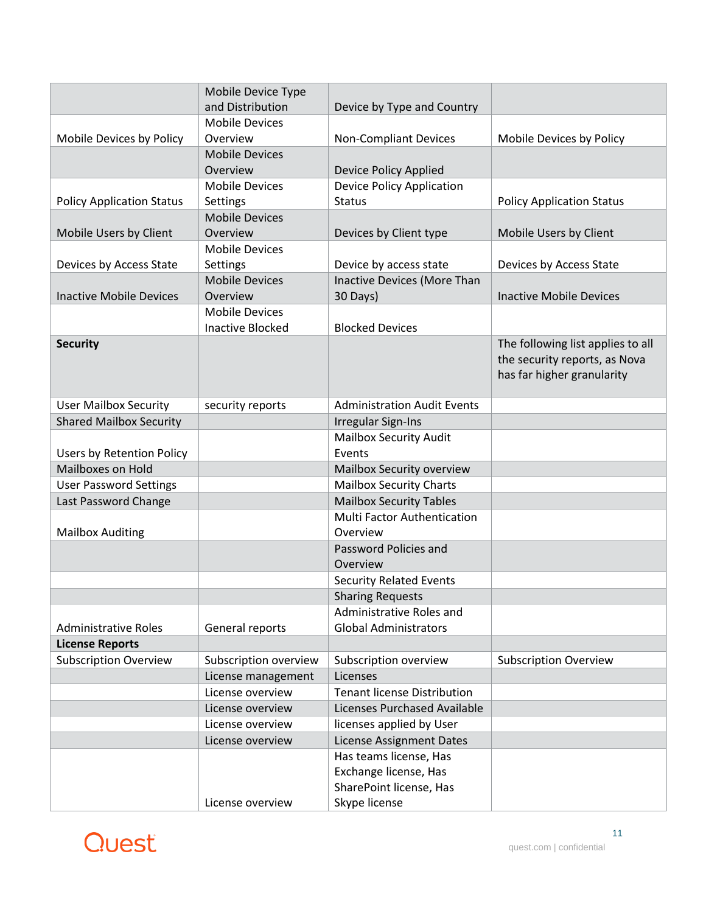| | Mobile Device Type and Distribution | Device by Type and Country | |
|---|---|---|---|
| Mobile Devices by Policy | Mobile Devices Overview | Non-Compliant Devices | Mobile Devices by Policy |
| | Mobile Devices Overview | Device Policy Applied | |
| Policy Application Status | Mobile Devices Settings | Device Policy Application Status | Policy Application Status |
| Mobile Users by Client | Mobile Devices Overview | Devices by Client type | Mobile Users by Client |
| Devices by Access State | Mobile Devices Settings | Device by access state | Devices by Access State |
| Inactive Mobile Devices | Mobile Devices Overview | Inactive Devices (More Than 30 Days) | Inactive Mobile Devices |
| | Mobile Devices Inactive Blocked | Blocked Devices | |
| **Security** | | | The following list applies to all the security reports, as Nova has far higher granularity |
| User Mailbox Security | security reports | Administration Audit Events | |
| Shared Mailbox Security | | Irregular Sign-Ins | |
| Users by Retention Policy | | Mailbox Security Audit Events | |
| Mailboxes on Hold | | Mailbox Security overview | |
| User Password Settings | | Mailbox Security Charts | |
| Last Password Change | | Mailbox Security Tables | |
| Mailbox Auditing | | Multi Factor Authentication Overview | |
| | | Password Policies and Overview | |
| | | Security Related Events | |
| | | Sharing Requests | |
| Administrative Roles | General reports | Administrative Roles and Global Administrators | |
| **License Reports** | | | |
| Subscription Overview | Subscription overview | Subscription overview | Subscription Overview |
| | License management | Licenses | |
| | License overview | Tenant license Distribution | |
| | License overview | Licenses Purchased Available | |
| | License overview | licenses applied by User | |
| | License overview | License Assignment Dates | |
| | License overview | Has teams license, Has Exchange license, Has SharePoint license, Has Skype license | |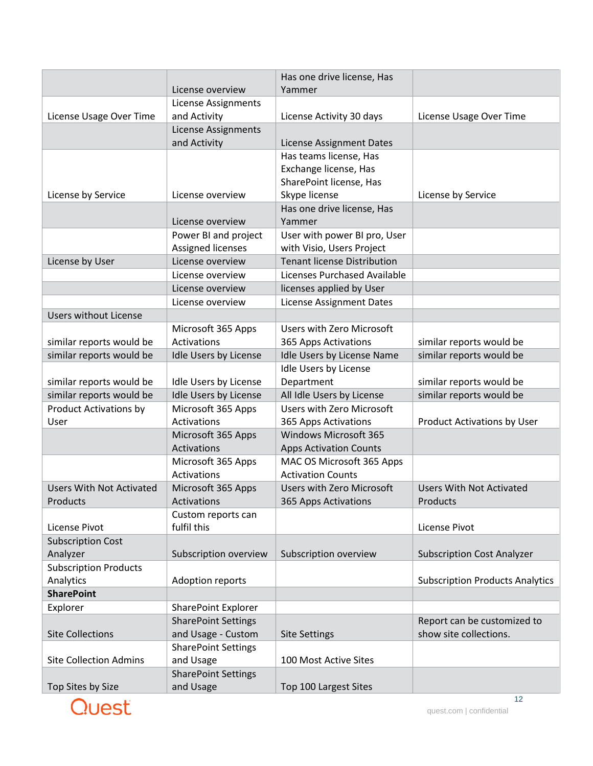| | | | |
|---|---|---|---|
| | License overview | Has one drive license, Has Yammer | |
| License Usage Over Time | License Assignments and Activity | License Activity 30 days | License Usage Over Time |
| | License Assignments and Activity | License Assignment Dates | |
| License by Service | License overview | Has teams license, Has Exchange license, Has SharePoint license, Has Skype license | License by Service |
| | License overview | Has one drive license, Has Yammer | |
| | Power BI and project Assigned licenses | User with power BI pro, User with Visio, Users Project | |
| License by User | License overview | Tenant license Distribution | |
| | License overview | Licenses Purchased Available | |
| | License overview | licenses applied by User | |
| | License overview | License Assignment Dates | |
| Users without License | | | |
| similar reports would be | Microsoft 365 Apps Activations | Users with Zero Microsoft 365 Apps Activations | similar reports would be |
| similar reports would be | Idle Users by License | Idle Users by License Name | similar reports would be |
| similar reports would be | Idle Users by License | Idle Users by License Department | similar reports would be |
| similar reports would be | Idle Users by License | All Idle Users by License | similar reports would be |
| Product Activations by User | Microsoft 365 Apps Activations | Users with Zero Microsoft 365 Apps Activations | Product Activations by User |
| | Microsoft 365 Apps Activations | Windows Microsoft 365 Apps Activation Counts | |
| | Microsoft 365 Apps Activations | MAC OS Microsoft 365 Apps Activation Counts | |
| Users With Not Activated Products | Microsoft 365 Apps Activations | Users with Zero Microsoft 365 Apps Activations | Users With Not Activated Products |
| License Pivot | Custom reports can fulfil this | | License Pivot |
| Subscription Cost Analyzer | Subscription overview | Subscription overview | Subscription Cost Analyzer |
| Subscription Products Analytics | Adoption reports | | Subscription Products Analytics |
| **SharePoint** | | | |
| Explorer | SharePoint Explorer | | |
| Site Collections | SharePoint Settings and Usage - Custom | Site Settings | Report can be customized to show site collections. |
| Site Collection Admins | SharePoint Settings and Usage | 100 Most Active Sites | |
| Top Sites by Size | SharePoint Settings and Usage | Top 100 Largest Sites | |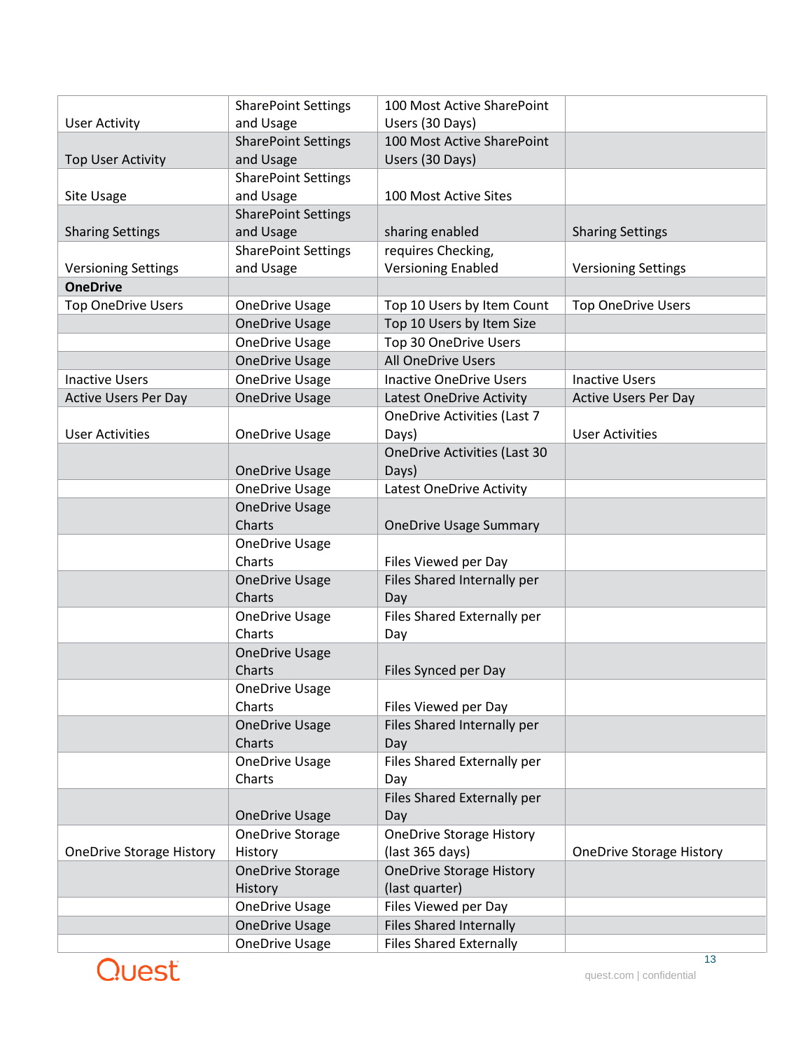| | | | |
|---|---|---|---|
| User Activity | SharePoint Settings and Usage | 100 Most Active SharePoint Users (30 Days) | |
| Top User Activity | SharePoint Settings and Usage | 100 Most Active SharePoint Users (30 Days) | |
| Site Usage | SharePoint Settings and Usage | 100 Most Active Sites | |
| Sharing Settings | SharePoint Settings and Usage | sharing enabled | Sharing Settings |
| Versioning Settings | SharePoint Settings and Usage | requires Checking, Versioning Enabled | Versioning Settings |
| **OneDrive** | | | |
| Top OneDrive Users | OneDrive Usage | Top 10 Users by Item Count | Top OneDrive Users |
| | OneDrive Usage | Top 10 Users by Item Size | |
| | OneDrive Usage | Top 30 OneDrive Users | |
| | OneDrive Usage | All OneDrive Users | |
| Inactive Users | OneDrive Usage | Inactive OneDrive Users | Inactive Users |
| Active Users Per Day | OneDrive Usage | Latest OneDrive Activity | Active Users Per Day |
| User Activities | OneDrive Usage | OneDrive Activities (Last 7 Days) | User Activities |
| | OneDrive Usage | OneDrive Activities (Last 30 Days) | |
| | OneDrive Usage | Latest OneDrive Activity | |
| | OneDrive Usage Charts | OneDrive Usage Summary | |
| | OneDrive Usage Charts | Files Viewed per Day | |
| | OneDrive Usage Charts | Files Shared Internally per Day | |
| | OneDrive Usage Charts | Files Shared Externally per Day | |
| | OneDrive Usage Charts | Files Synced per Day | |
| | OneDrive Usage Charts | Files Viewed per Day | |
| | OneDrive Usage Charts | Files Shared Internally per Day | |
| | OneDrive Usage Charts | Files Shared Externally per Day | |
| | OneDrive Usage | Files Shared Externally per Day | |
| OneDrive Storage History | OneDrive Storage History | OneDrive Storage History (last 365 days) | OneDrive Storage History |
| | OneDrive Storage History | OneDrive Storage History (last quarter) | |
| | OneDrive Usage | Files Viewed per Day | |
| | OneDrive Usage | Files Shared Internally | |
| | OneDrive Usage | Files Shared Externally | |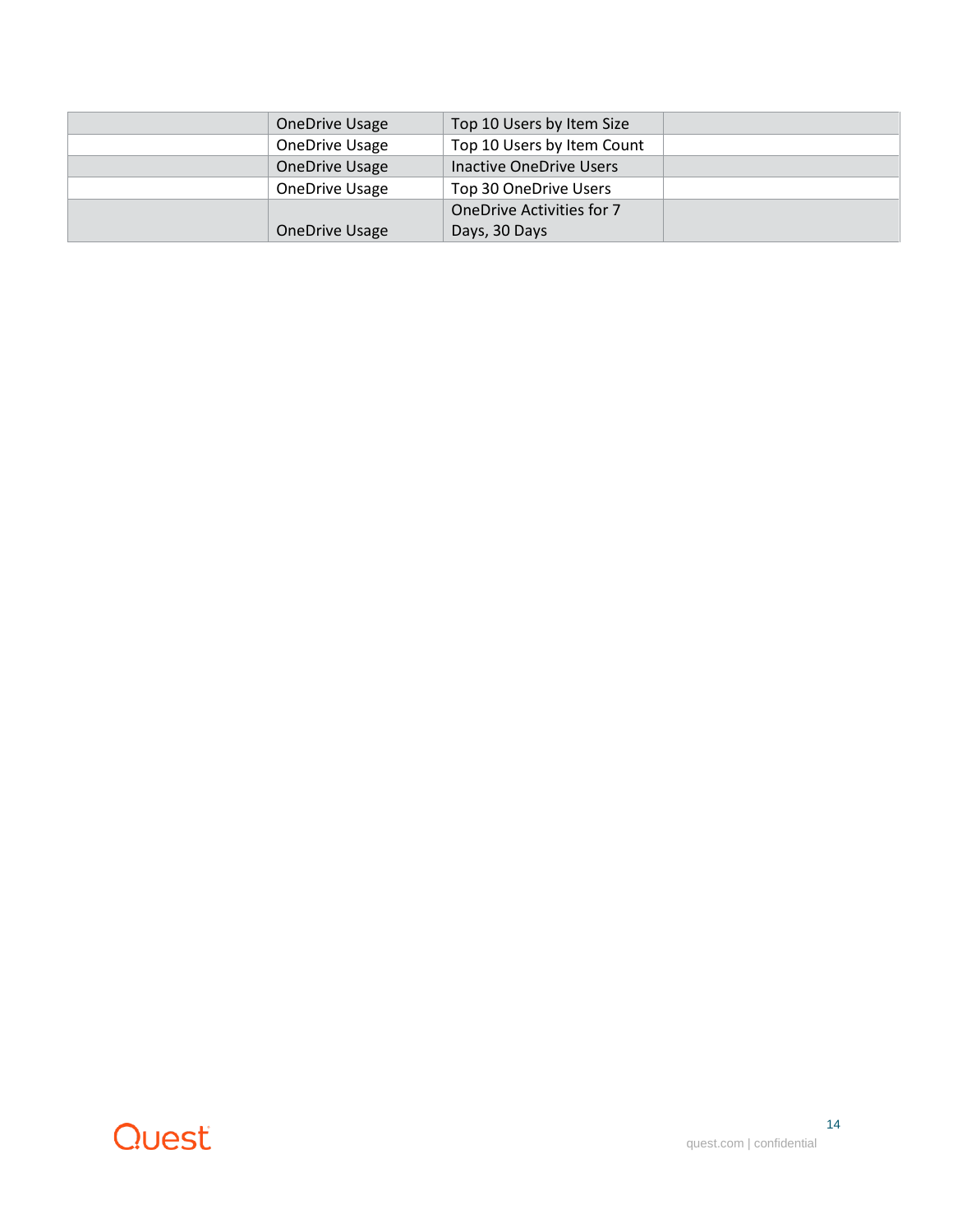| | | | |
|---|---|---|---|
| | OneDrive Usage | Top 10 Users by Item Size | |
| | OneDrive Usage | Top 10 Users by Item Count | |
| | OneDrive Usage | Inactive OneDrive Users | |
| | OneDrive Usage | Top 30 OneDrive Users | |
| | OneDrive Usage | OneDrive Activities for 7 Days, 30 Days | |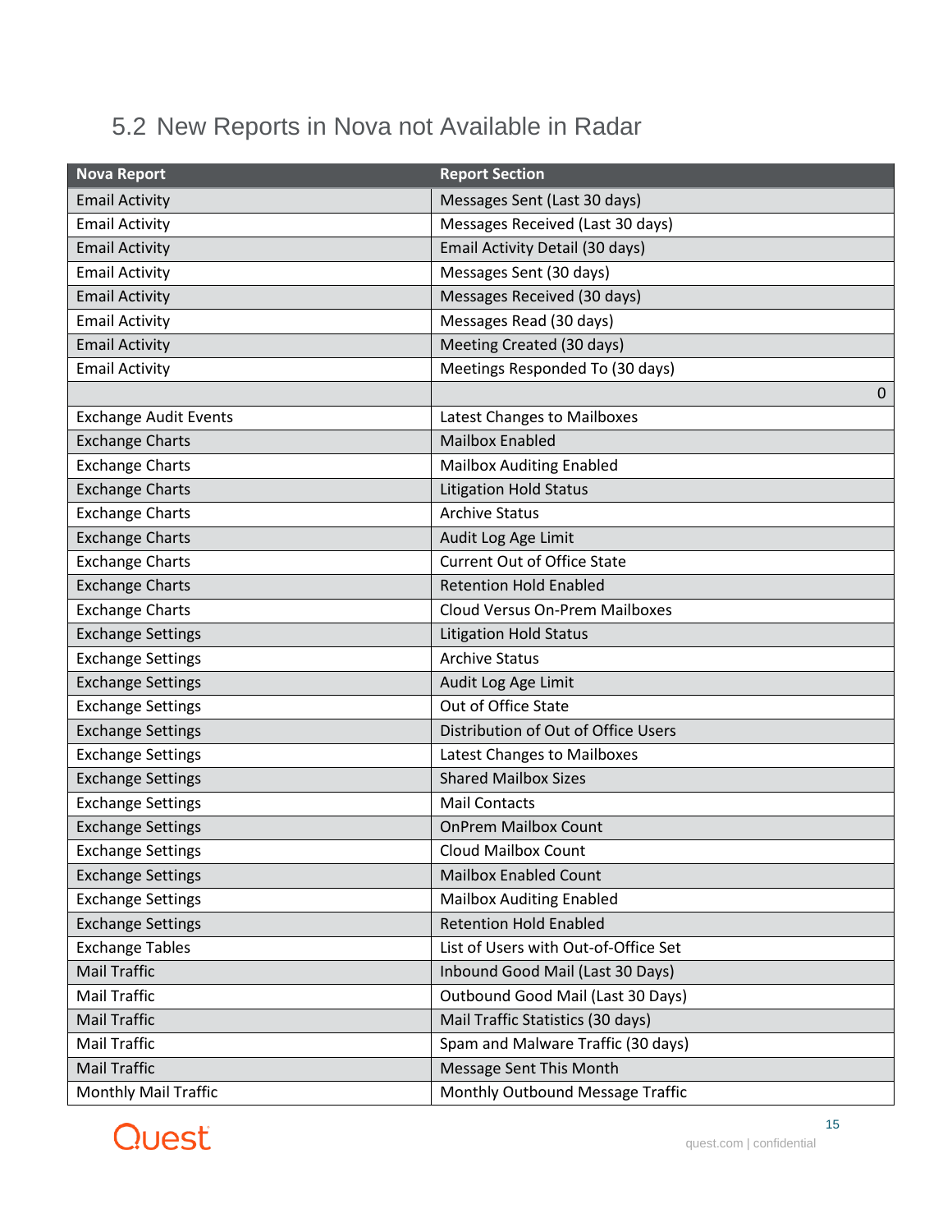## 5.2 New Reports in Nova not Available in Radar

| Nova Report | Report Section |
|---|---|
| Email Activity | Messages Sent (Last 30 days) |
| Email Activity | Messages Received (Last 30 days) |
| Email Activity | Email Activity Detail (30 days) |
| Email Activity | Messages Sent (30 days) |
| Email Activity | Messages Received (30 days) |
| Email Activity | Messages Read (30 days) |
| Email Activity | Meeting Created (30 days) |
| Email Activity | Meetings Responded To (30 days) |
| | 0 |
| Exchange Audit Events | Latest Changes to Mailboxes |
| Exchange Charts | Mailbox Enabled |
| Exchange Charts | Mailbox Auditing Enabled |
| Exchange Charts | Litigation Hold Status |
| Exchange Charts | Archive Status |
| Exchange Charts | Audit Log Age Limit |
| Exchange Charts | Current Out of Office State |
| Exchange Charts | Retention Hold Enabled |
| Exchange Charts | Cloud Versus On-Prem Mailboxes |
| Exchange Settings | Litigation Hold Status |
| Exchange Settings | Archive Status |
| Exchange Settings | Audit Log Age Limit |
| Exchange Settings | Out of Office State |
| Exchange Settings | Distribution of Out of Office Users |
| Exchange Settings | Latest Changes to Mailboxes |
| Exchange Settings | Shared Mailbox Sizes |
| Exchange Settings | Mail Contacts |
| Exchange Settings | OnPrem Mailbox Count |
| Exchange Settings | Cloud Mailbox Count |
| Exchange Settings | Mailbox Enabled Count |
| Exchange Settings | Mailbox Auditing Enabled |
| Exchange Settings | Retention Hold Enabled |
| Exchange Tables | List of Users with Out-of-Office Set |
| Mail Traffic | Inbound Good Mail (Last 30 Days) |
| Mail Traffic | Outbound Good Mail (Last 30 Days) |
| Mail Traffic | Mail Traffic Statistics (30 days) |
| Mail Traffic | Spam and Malware Traffic (30 days) |
| Mail Traffic | Message Sent This Month |
| Monthly Mail Traffic | Monthly Outbound Message Traffic |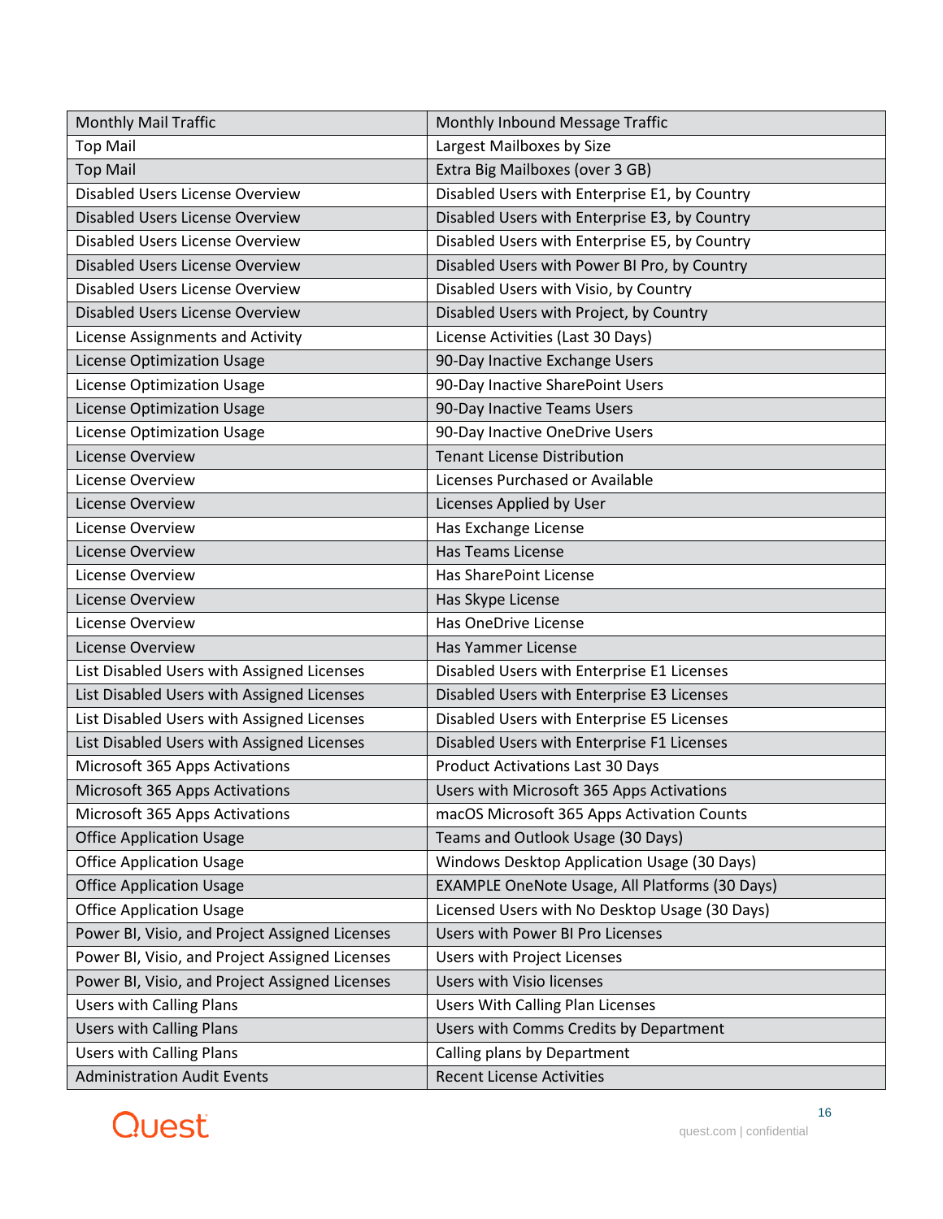| Monthly Mail Traffic | Monthly Inbound Message Traffic |
|---|---|
| Top Mail | Largest Mailboxes by Size |
| Top Mail | Extra Big Mailboxes (over 3 GB) |
| Disabled Users License Overview | Disabled Users with Enterprise E1, by Country |
| Disabled Users License Overview | Disabled Users with Enterprise E3, by Country |
| Disabled Users License Overview | Disabled Users with Enterprise E5, by Country |
| Disabled Users License Overview | Disabled Users with Power BI Pro, by Country |
| Disabled Users License Overview | Disabled Users with Visio, by Country |
| Disabled Users License Overview | Disabled Users with Project, by Country |
| License Assignments and Activity | License Activities (Last 30 Days) |
| License Optimization Usage | 90-Day Inactive Exchange Users |
| License Optimization Usage | 90-Day Inactive SharePoint Users |
| License Optimization Usage | 90-Day Inactive Teams Users |
| License Optimization Usage | 90-Day Inactive OneDrive Users |
| License Overview | Tenant License Distribution |
| License Overview | Licenses Purchased or Available |
| License Overview | Licenses Applied by User |
| License Overview | Has Exchange License |
| License Overview | Has Teams License |
| License Overview | Has SharePoint License |
| License Overview | Has Skype License |
| License Overview | Has OneDrive License |
| License Overview | Has Yammer License |
| List Disabled Users with Assigned Licenses | Disabled Users with Enterprise E1 Licenses |
| List Disabled Users with Assigned Licenses | Disabled Users with Enterprise E3 Licenses |
| List Disabled Users with Assigned Licenses | Disabled Users with Enterprise E5 Licenses |
| List Disabled Users with Assigned Licenses | Disabled Users with Enterprise F1 Licenses |
| Microsoft 365 Apps Activations | Product Activations Last 30 Days |
| Microsoft 365 Apps Activations | Users with Microsoft 365 Apps Activations |
| Microsoft 365 Apps Activations | macOS Microsoft 365 Apps Activation Counts |
| Office Application Usage | Teams and Outlook Usage (30 Days) |
| Office Application Usage | Windows Desktop Application Usage (30 Days) |
| Office Application Usage | EXAMPLE OneNote Usage, All Platforms (30 Days) |
| Office Application Usage | Licensed Users with No Desktop Usage (30 Days) |
| Power BI, Visio, and Project Assigned Licenses | Users with Power BI Pro Licenses |
| Power BI, Visio, and Project Assigned Licenses | Users with Project Licenses |
| Power BI, Visio, and Project Assigned Licenses | Users with Visio licenses |
| Users with Calling Plans | Users With Calling Plan Licenses |
| Users with Calling Plans | Users with Comms Credits by Department |
| Users with Calling Plans | Calling plans by Department |
| Administration Audit Events | Recent License Activities |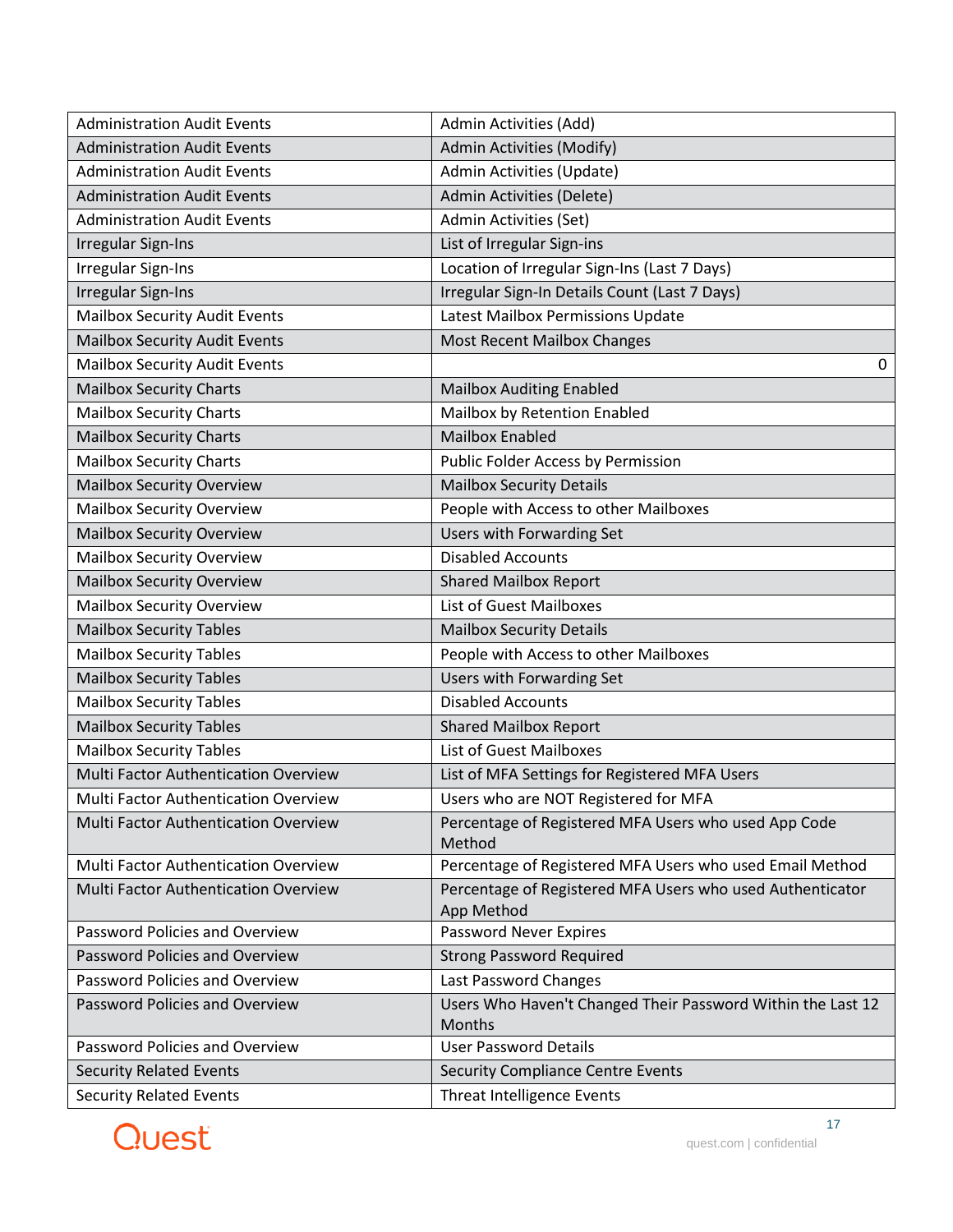| Administration Audit Events | Admin Activities (Add) |
|---|---|
| Administration Audit Events | Admin Activities (Modify) |
| Administration Audit Events | Admin Activities (Update) |
| Administration Audit Events | Admin Activities (Delete) |
| Administration Audit Events | Admin Activities (Set) |
| Irregular Sign-Ins | List of Irregular Sign-ins |
| Irregular Sign-Ins | Location of Irregular Sign-Ins (Last 7 Days) |
| Irregular Sign-Ins | Irregular Sign-In Details Count (Last 7 Days) |
| Mailbox Security Audit Events | Latest Mailbox Permissions Update |
| Mailbox Security Audit Events | Most Recent Mailbox Changes |
| Mailbox Security Audit Events | 0 |
| Mailbox Security Charts | Mailbox Auditing Enabled |
| Mailbox Security Charts | Mailbox by Retention Enabled |
| Mailbox Security Charts | Mailbox Enabled |
| Mailbox Security Charts | Public Folder Access by Permission |
| Mailbox Security Overview | Mailbox Security Details |
| Mailbox Security Overview | People with Access to other Mailboxes |
| Mailbox Security Overview | Users with Forwarding Set |
| Mailbox Security Overview | Disabled Accounts |
| Mailbox Security Overview | Shared Mailbox Report |
| Mailbox Security Overview | List of Guest Mailboxes |
| Mailbox Security Tables | Mailbox Security Details |
| Mailbox Security Tables | People with Access to other Mailboxes |
| Mailbox Security Tables | Users with Forwarding Set |
| Mailbox Security Tables | Disabled Accounts |
| Mailbox Security Tables | Shared Mailbox Report |
| Mailbox Security Tables | List of Guest Mailboxes |
| Multi Factor Authentication Overview | List of MFA Settings for Registered MFA Users |
| Multi Factor Authentication Overview | Users who are NOT Registered for MFA |
| Multi Factor Authentication Overview | Percentage of Registered MFA Users who used App Code Method |
| Multi Factor Authentication Overview | Percentage of Registered MFA Users who used Email Method |
| Multi Factor Authentication Overview | Percentage of Registered MFA Users who used Authenticator App Method |
| Password Policies and Overview | Password Never Expires |
| Password Policies and Overview | Strong Password Required |
| Password Policies and Overview | Last Password Changes |
| Password Policies and Overview | Users Who Haven't Changed Their Password Within the Last 12 Months |
| Password Policies and Overview | User Password Details |
| Security Related Events | Security Compliance Centre Events |
| Security Related Events | Threat Intelligence Events |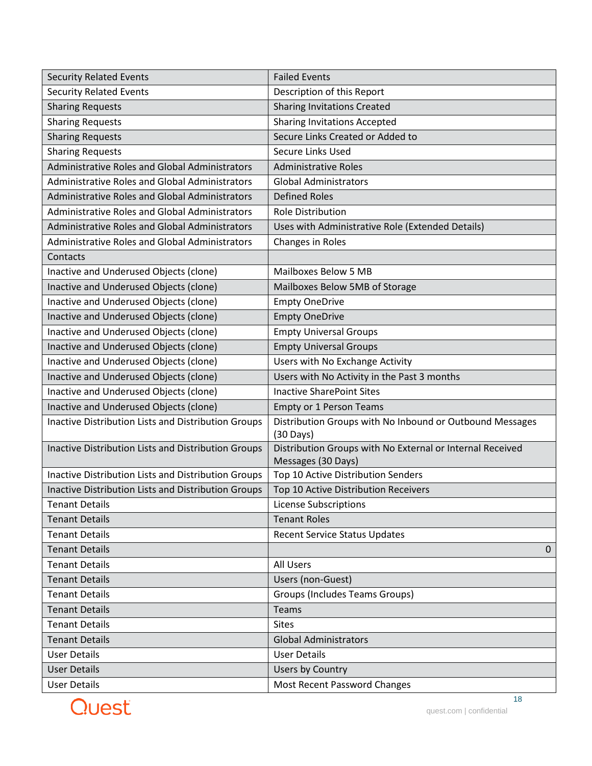| Security Related Events | Failed Events |
|---|---|
| Security Related Events | Description of this Report |
| Sharing Requests | Sharing Invitations Created |
| Sharing Requests | Sharing Invitations Accepted |
| Sharing Requests | Secure Links Created or Added to |
| Sharing Requests | Secure Links Used |
| Administrative Roles and Global Administrators | Administrative Roles |
| Administrative Roles and Global Administrators | Global Administrators |
| Administrative Roles and Global Administrators | Defined Roles |
| Administrative Roles and Global Administrators | Role Distribution |
| Administrative Roles and Global Administrators | Uses with Administrative Role (Extended Details) |
| Administrative Roles and Global Administrators | Changes in Roles |
| Contacts | |
| Inactive and Underused Objects (clone) | Mailboxes Below 5 MB |
| Inactive and Underused Objects (clone) | Mailboxes Below 5MB of Storage |
| Inactive and Underused Objects (clone) | Empty OneDrive |
| Inactive and Underused Objects (clone) | Empty OneDrive |
| Inactive and Underused Objects (clone) | Empty Universal Groups |
| Inactive and Underused Objects (clone) | Empty Universal Groups |
| Inactive and Underused Objects (clone) | Users with No Exchange Activity |
| Inactive and Underused Objects (clone) | Users with No Activity in the Past 3 months |
| Inactive and Underused Objects (clone) | Inactive SharePoint Sites |
| Inactive and Underused Objects (clone) | Empty or 1 Person Teams |
| Inactive Distribution Lists and Distribution Groups | Distribution Groups with No Inbound or Outbound Messages (30 Days) |
| Inactive Distribution Lists and Distribution Groups | Distribution Groups with No External or Internal Received Messages (30 Days) |
| Inactive Distribution Lists and Distribution Groups | Top 10 Active Distribution Senders |
| Inactive Distribution Lists and Distribution Groups | Top 10 Active Distribution Receivers |
| Tenant Details | License Subscriptions |
| Tenant Details | Tenant Roles |
| Tenant Details | Recent Service Status Updates |
| Tenant Details | 0 |
| Tenant Details | All Users |
| Tenant Details | Users (non-Guest) |
| Tenant Details | Groups (Includes Teams Groups) |
| Tenant Details | Teams |
| Tenant Details | Sites |
| Tenant Details | Global Administrators |
| User Details | User Details |
| User Details | Users by Country |
| User Details | Most Recent Password Changes |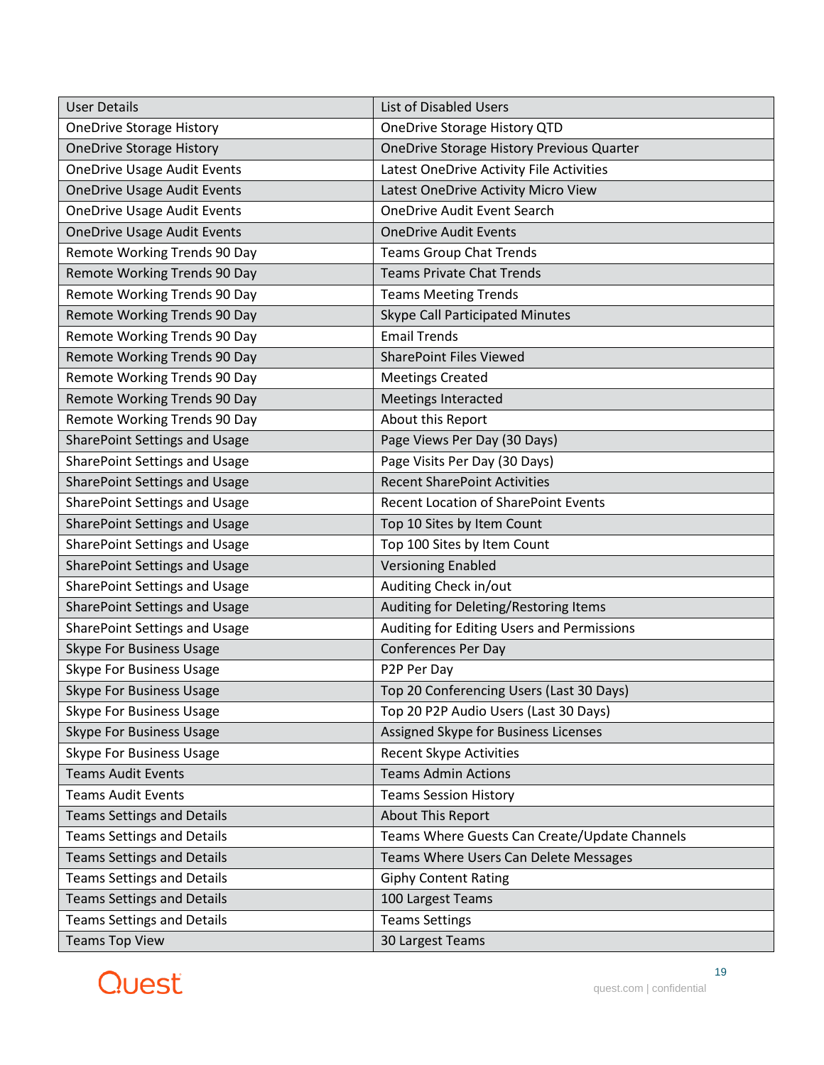| User Details | List of Disabled Users |
|---|---|
| OneDrive Storage History | OneDrive Storage History QTD |
| OneDrive Storage History | OneDrive Storage History Previous Quarter |
| OneDrive Usage Audit Events | Latest OneDrive Activity File Activities |
| OneDrive Usage Audit Events | Latest OneDrive Activity Micro View |
| OneDrive Usage Audit Events | OneDrive Audit Event Search |
| OneDrive Usage Audit Events | OneDrive Audit Events |
| Remote Working Trends 90 Day | Teams Group Chat Trends |
| Remote Working Trends 90 Day | Teams Private Chat Trends |
| Remote Working Trends 90 Day | Teams Meeting Trends |
| Remote Working Trends 90 Day | Skype Call Participated Minutes |
| Remote Working Trends 90 Day | Email Trends |
| Remote Working Trends 90 Day | SharePoint Files Viewed |
| Remote Working Trends 90 Day | Meetings Created |
| Remote Working Trends 90 Day | Meetings Interacted |
| Remote Working Trends 90 Day | About this Report |
| SharePoint Settings and Usage | Page Views Per Day (30 Days) |
| SharePoint Settings and Usage | Page Visits Per Day (30 Days) |
| SharePoint Settings and Usage | Recent SharePoint Activities |
| SharePoint Settings and Usage | Recent Location of SharePoint Events |
| SharePoint Settings and Usage | Top 10 Sites by Item Count |
| SharePoint Settings and Usage | Top 100 Sites by Item Count |
| SharePoint Settings and Usage | Versioning Enabled |
| SharePoint Settings and Usage | Auditing Check in/out |
| SharePoint Settings and Usage | Auditing for Deleting/Restoring Items |
| SharePoint Settings and Usage | Auditing for Editing Users and Permissions |
| Skype For Business Usage | Conferences Per Day |
| Skype For Business Usage | P2P Per Day |
| Skype For Business Usage | Top 20 Conferencing Users (Last 30 Days) |
| Skype For Business Usage | Top 20 P2P Audio Users (Last 30 Days) |
| Skype For Business Usage | Assigned Skype for Business Licenses |
| Skype For Business Usage | Recent Skype Activities |
| Teams Audit Events | Teams Admin Actions |
| Teams Audit Events | Teams Session History |
| Teams Settings and Details | About This Report |
| Teams Settings and Details | Teams Where Guests Can Create/Update Channels |
| Teams Settings and Details | Teams Where Users Can Delete Messages |
| Teams Settings and Details | Giphy Content Rating |
| Teams Settings and Details | 100 Largest Teams |
| Teams Settings and Details | Teams Settings |
| Teams Top View | 30 Largest Teams |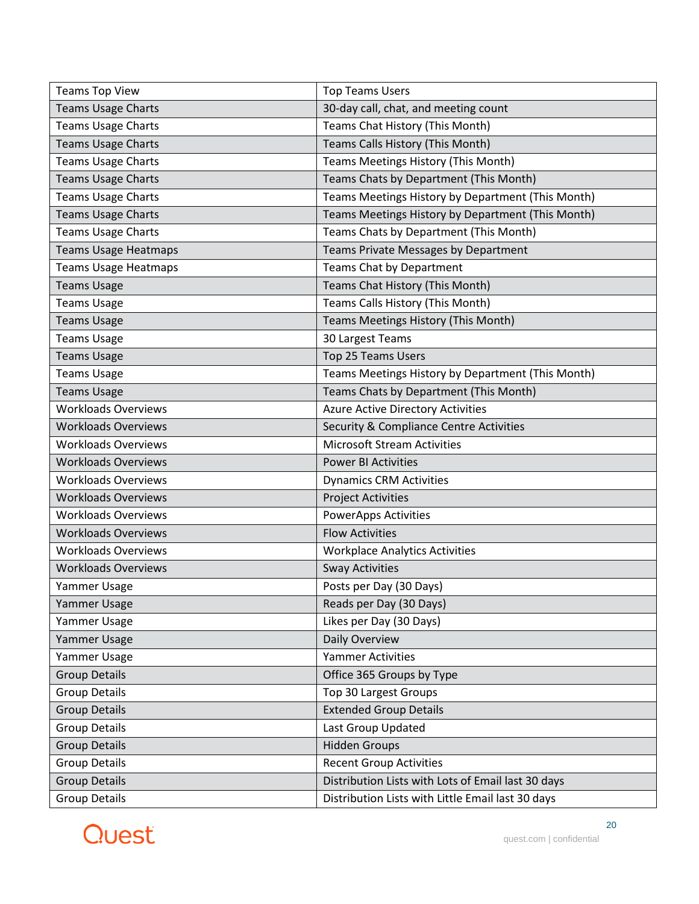| Teams Top View | Top Teams Users |
|---|---|
| Teams Usage Charts | 30-day call, chat, and meeting count |
| Teams Usage Charts | Teams Chat History (This Month) |
| Teams Usage Charts | Teams Calls History (This Month) |
| Teams Usage Charts | Teams Meetings History (This Month) |
| Teams Usage Charts | Teams Chats by Department (This Month) |
| Teams Usage Charts | Teams Meetings History by Department (This Month) |
| Teams Usage Charts | Teams Meetings History by Department (This Month) |
| Teams Usage Charts | Teams Chats by Department (This Month) |
| Teams Usage Heatmaps | Teams Private Messages by Department |
| Teams Usage Heatmaps | Teams Chat by Department |
| Teams Usage | Teams Chat History (This Month) |
| Teams Usage | Teams Calls History (This Month) |
| Teams Usage | Teams Meetings History (This Month) |
| Teams Usage | 30 Largest Teams |
| Teams Usage | Top 25 Teams Users |
| Teams Usage | Teams Meetings History by Department (This Month) |
| Teams Usage | Teams Chats by Department (This Month) |
| Workloads Overviews | Azure Active Directory Activities |
| Workloads Overviews | Security & Compliance Centre Activities |
| Workloads Overviews | Microsoft Stream Activities |
| Workloads Overviews | Power BI Activities |
| Workloads Overviews | Dynamics CRM Activities |
| Workloads Overviews | Project Activities |
| Workloads Overviews | PowerApps Activities |
| Workloads Overviews | Flow Activities |
| Workloads Overviews | Workplace Analytics Activities |
| Workloads Overviews | Sway Activities |
| Yammer Usage | Posts per Day (30 Days) |
| Yammer Usage | Reads per Day (30 Days) |
| Yammer Usage | Likes per Day (30 Days) |
| Yammer Usage | Daily Overview |
| Yammer Usage | Yammer Activities |
| Group Details | Office 365 Groups by Type |
| Group Details | Top 30 Largest Groups |
| Group Details | Extended Group Details |
| Group Details | Last Group Updated |
| Group Details | Hidden Groups |
| Group Details | Recent Group Activities |
| Group Details | Distribution Lists with Lots of Email last 30 days |
| Group Details | Distribution Lists with Little Email last 30 days |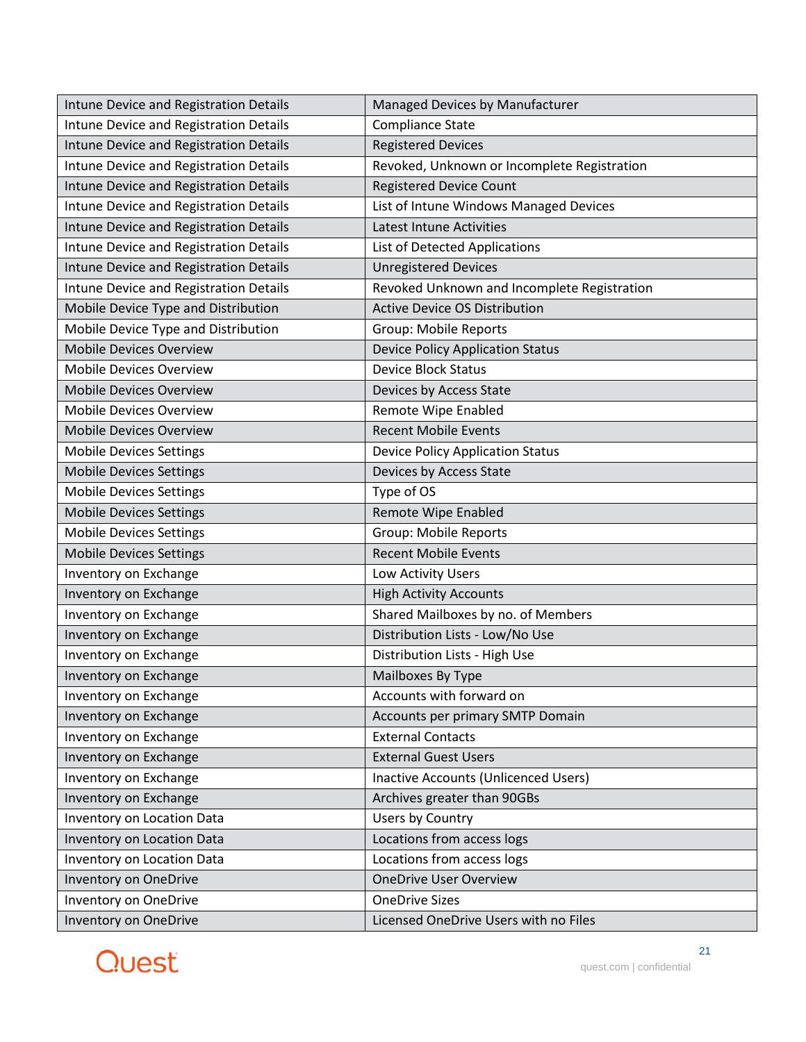| | |
|---|---|
| Intune Device and Registration Details | Managed Devices by Manufacturer |
| Intune Device and Registration Details | Compliance State |
| Intune Device and Registration Details | Registered Devices |
| Intune Device and Registration Details | Revoked, Unknown or Incomplete Registration |
| Intune Device and Registration Details | Registered Device Count |
| Intune Device and Registration Details | List of Intune Windows Managed Devices |
| Intune Device and Registration Details | Latest Intune Activities |
| Intune Device and Registration Details | List of Detected Applications |
| Intune Device and Registration Details | Unregistered Devices |
| Intune Device and Registration Details | Revoked Unknown and Incomplete Registration |
| Mobile Device Type and Distribution | Active Device OS Distribution |
| Mobile Device Type and Distribution | Group: Mobile Reports |
| Mobile Devices Overview | Device Policy Application Status |
| Mobile Devices Overview | Device Block Status |
| Mobile Devices Overview | Devices by Access State |
| Mobile Devices Overview | Remote Wipe Enabled |
| Mobile Devices Overview | Recent Mobile Events |
| Mobile Devices Settings | Device Policy Application Status |
| Mobile Devices Settings | Devices by Access State |
| Mobile Devices Settings | Type of OS |
| Mobile Devices Settings | Remote Wipe Enabled |
| Mobile Devices Settings | Group: Mobile Reports |
| Mobile Devices Settings | Recent Mobile Events |
| Inventory on Exchange | Low Activity Users |
| Inventory on Exchange | High Activity Accounts |
| Inventory on Exchange | Shared Mailboxes by no. of Members |
| Inventory on Exchange | Distribution Lists - Low/No Use |
| Inventory on Exchange | Distribution Lists - High Use |
| Inventory on Exchange | Mailboxes By Type |
| Inventory on Exchange | Accounts with forward on |
| Inventory on Exchange | Accounts per primary SMTP Domain |
| Inventory on Exchange | External Contacts |
| Inventory on Exchange | External Guest Users |
| Inventory on Exchange | Inactive Accounts (Unlicenced Users) |
| Inventory on Exchange | Archives greater than 90GBs |
| Inventory on Location Data | Users by Country |
| Inventory on Location Data | Locations from access logs |
| Inventory on Location Data | Locations from access logs |
| Inventory on OneDrive | OneDrive User Overview |
| Inventory on OneDrive | OneDrive Sizes |
| Inventory on OneDrive | Licensed OneDrive Users with no Files |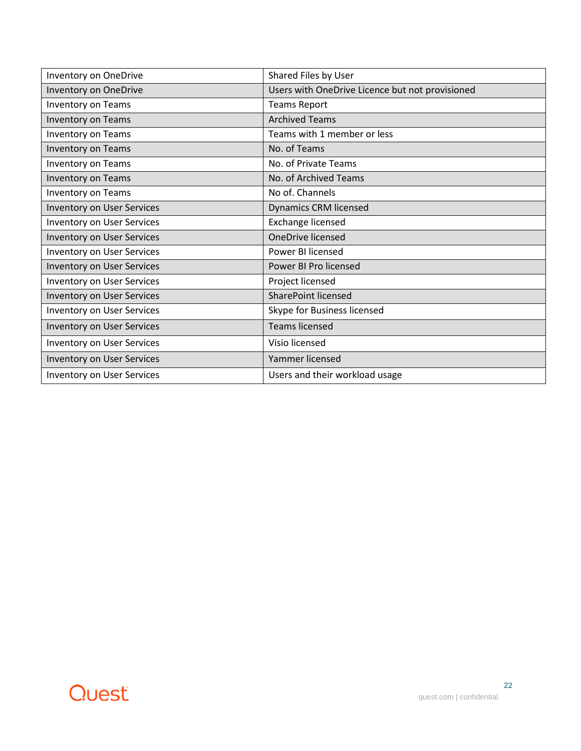| Inventory on OneDrive | Shared Files by User |
|---|---|
| Inventory on OneDrive | Users with OneDrive Licence but not provisioned |
| Inventory on Teams | Teams Report |
| Inventory on Teams | Archived Teams |
| Inventory on Teams | Teams with 1 member or less |
| Inventory on Teams | No. of Teams |
| Inventory on Teams | No. of Private Teams |
| Inventory on Teams | No. of Archived Teams |
| Inventory on Teams | No of. Channels |
| Inventory on User Services | Dynamics CRM licensed |
| Inventory on User Services | Exchange licensed |
| Inventory on User Services | OneDrive licensed |
| Inventory on User Services | Power BI licensed |
| Inventory on User Services | Power BI Pro licensed |
| Inventory on User Services | Project licensed |
| Inventory on User Services | SharePoint licensed |
| Inventory on User Services | Skype for Business licensed |
| Inventory on User Services | Teams licensed |
| Inventory on User Services | Visio licensed |
| Inventory on User Services | Yammer licensed |
| Inventory on User Services | Users and their workload usage |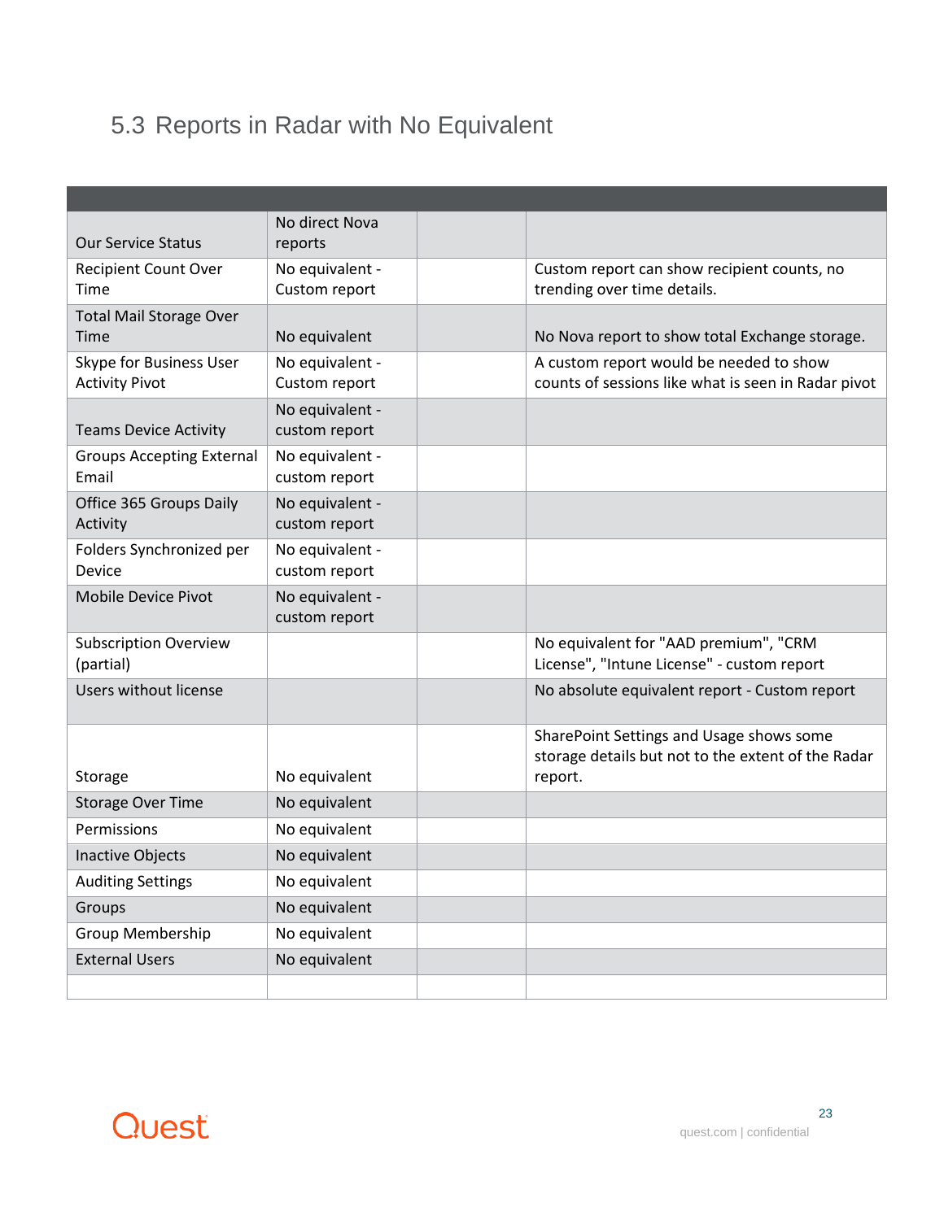## 5.3 Reports in Radar with No Equivalent

| | | | |
|---|---|---|---|
| Our Service Status | No direct Nova reports | | |
| Recipient Count Over Time | No equivalent - Custom report | | Custom report can show recipient counts, no trending over time details. |
| Total Mail Storage Over Time | No equivalent | | No Nova report to show total Exchange storage. |
| Skype for Business User Activity Pivot | No equivalent - Custom report | | A custom report would be needed to show counts of sessions like what is seen in Radar pivot |
| Teams Device Activity | No equivalent - custom report | | |
| Groups Accepting External Email | No equivalent - custom report | | |
| Office 365 Groups Daily Activity | No equivalent - custom report | | |
| Folders Synchronized per Device | No equivalent - custom report | | |
| Mobile Device Pivot | No equivalent - custom report | | |
| Subscription Overview (partial) | | | No equivalent for "AAD premium", "CRM License", "Intune License" - custom report |
| Users without license | | | No absolute equivalent report - Custom report |
| Storage | No equivalent | | SharePoint Settings and Usage shows some storage details but not to the extent of the Radar report. |
| Storage Over Time | No equivalent | | |
| Permissions | No equivalent | | |
| Inactive Objects | No equivalent | | |
| Auditing Settings | No equivalent | | |
| Groups | No equivalent | | |
| Group Membership | No equivalent | | |
| External Users | No equivalent | | |
| | | | |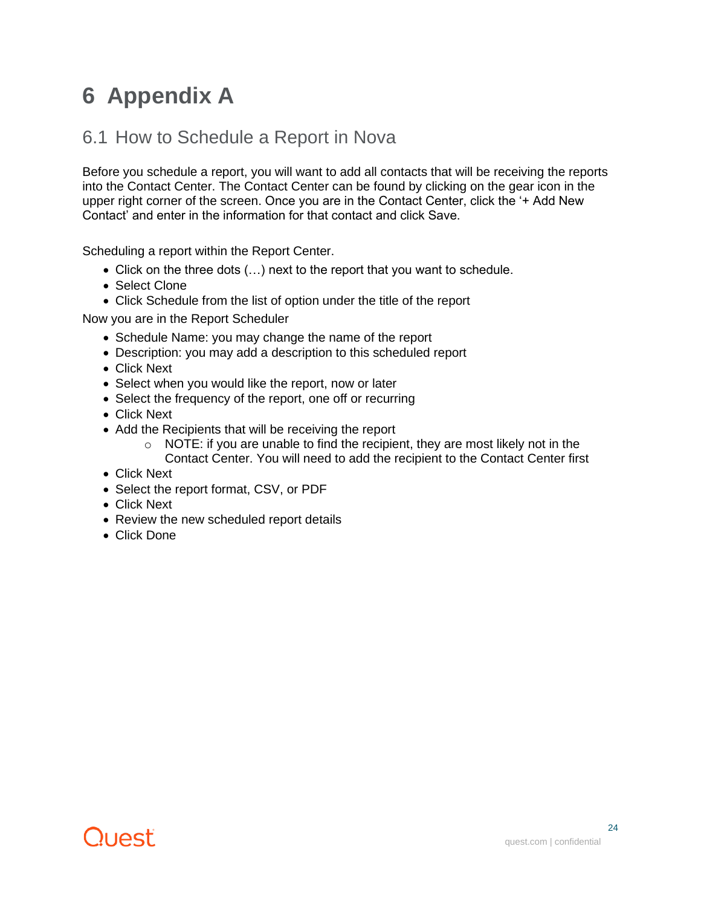# 6 Appendix A

## 6.1 How to Schedule a Report in Nova

Before you schedule a report, you will want to add all contacts that will be receiving the reports into the Contact Center. The Contact Center can be found by clicking on the gear icon in the upper right corner of the screen. Once you are in the Contact Center, click the '+ Add New Contact' and enter in the information for that contact and click Save.

Scheduling a report within the Report Center.

- Click on the three dots (…) next to the report that you want to schedule.
- Select Clone
- Click Schedule from the list of option under the title of the report

Now you are in the Report Scheduler

- Schedule Name: you may change the name of the report
- Description: you may add a description to this scheduled report
- Click Next
- Select when you would like the report, now or later
- Select the frequency of the report, one off or recurring
- Click Next
- Add the Recipients that will be receiving the report
  - NOTE: if you are unable to find the recipient, they are most likely not in the Contact Center. You will need to add the recipient to the Contact Center first
- Click Next
- Select the report format, CSV, or PDF
- Click Next
- Review the new scheduled report details
- Click Done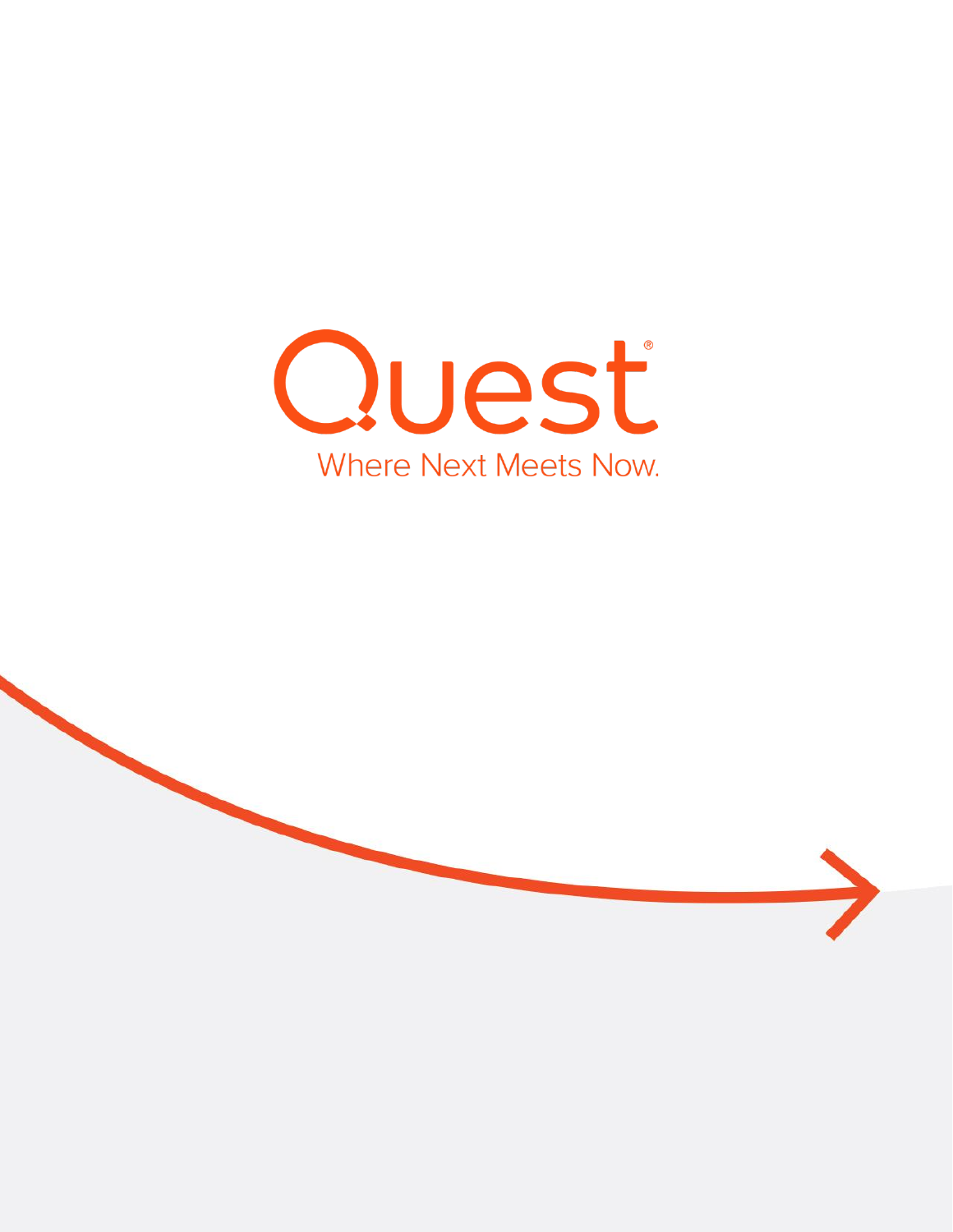Quest®

Where Next Meets Now.